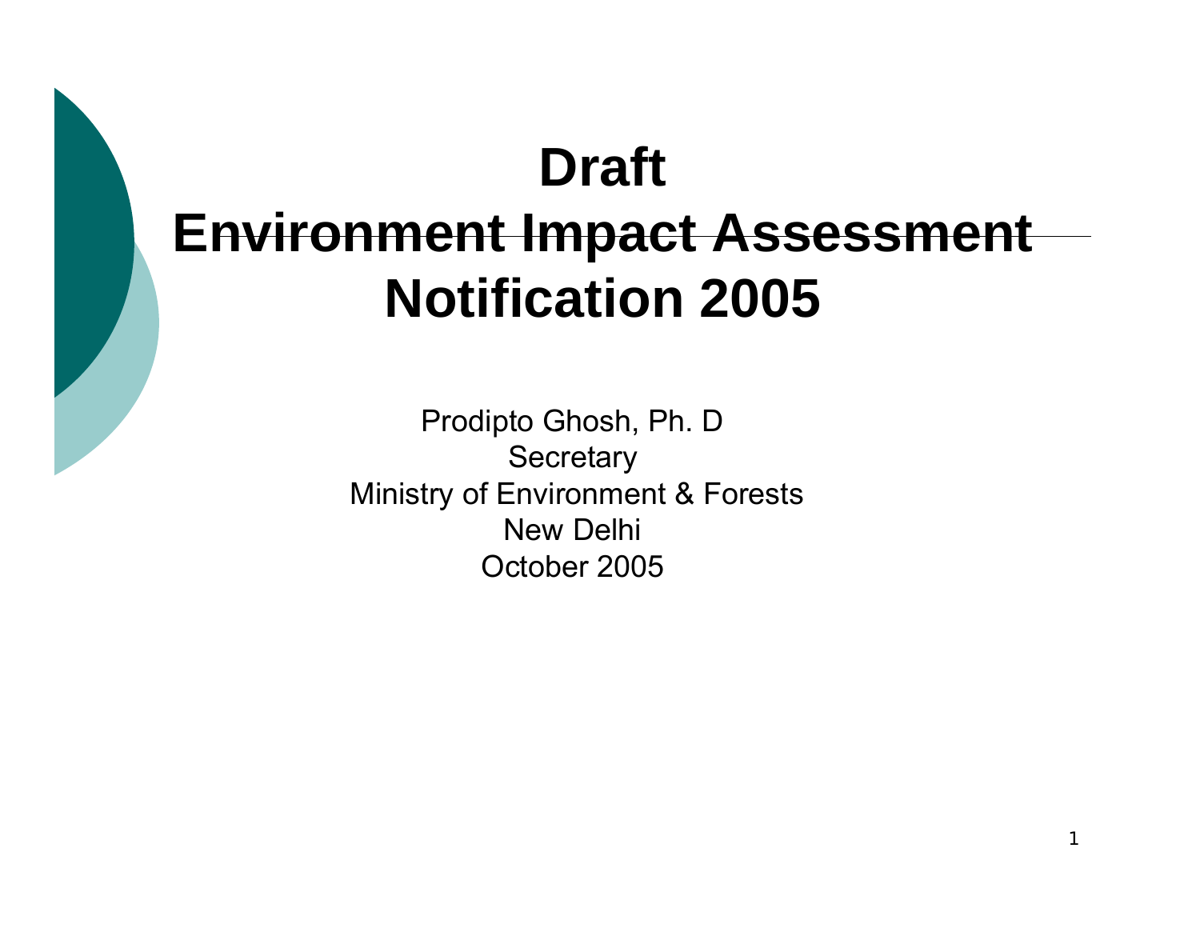# Draft Environment Impact Assessment Notification 2005

Prodipto Ghosh, Ph. D
Secretary
Ministry of Environment & Forests
New Delhi
October 2005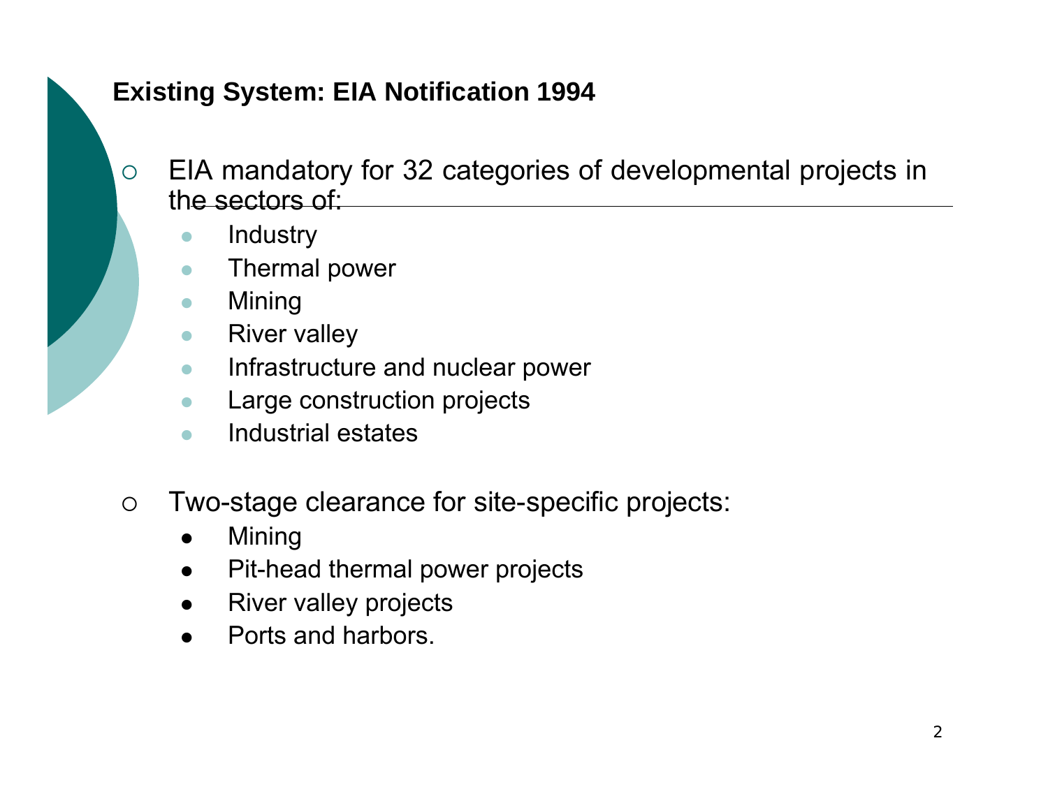## Existing System: EIA Notification 1994

- EIA mandatory for 32 categories of developmental projects in the sectors of:
  - Industry
  - Thermal power
  - Mining
  - River valley
  - Infrastructure and nuclear power
  - Large construction projects
  - Industrial estates

- Two-stage clearance for site-specific projects:
  - Mining
  - Pit-head thermal power projects
  - River valley projects
  - Ports and harbors.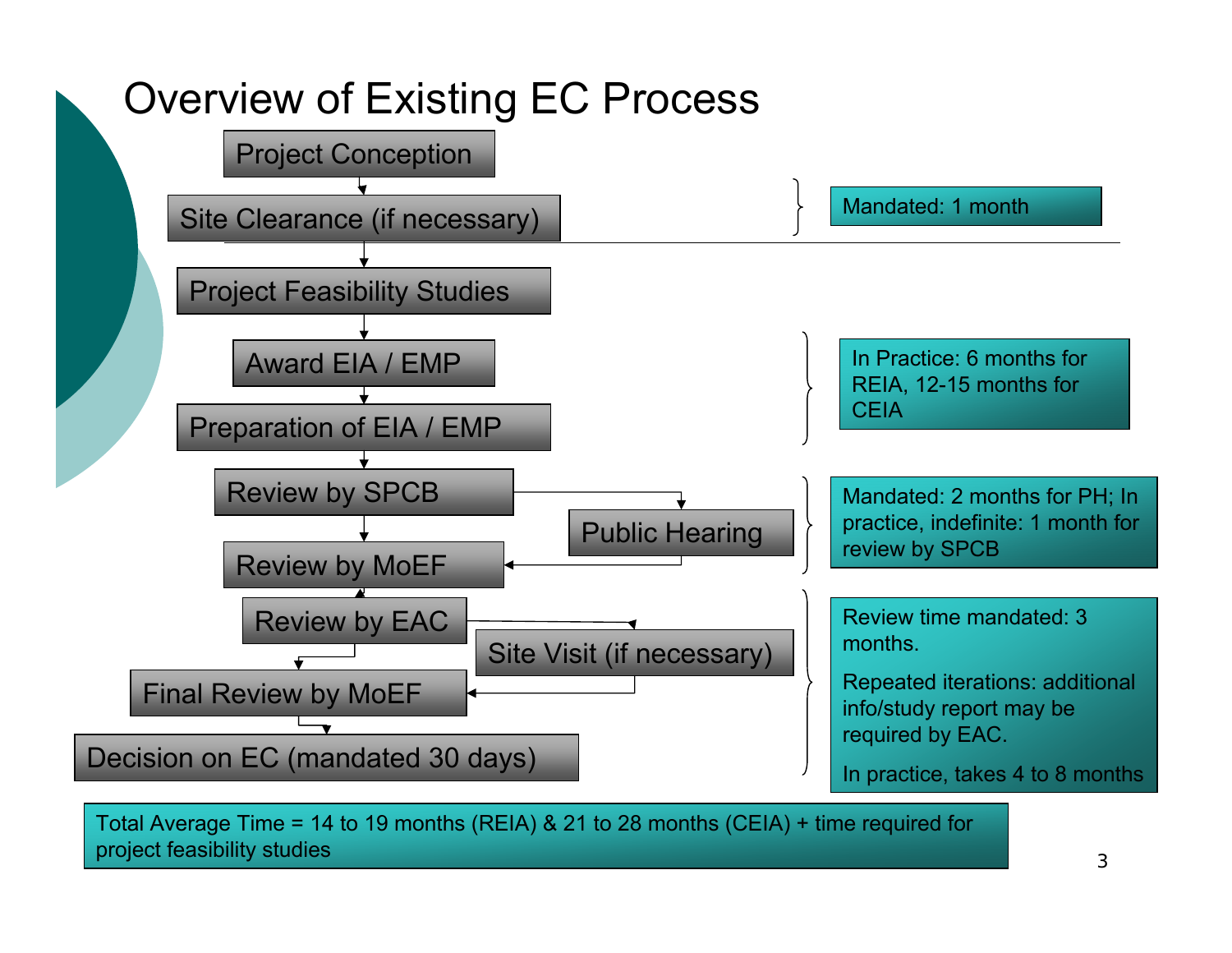# Overview of Existing EC Process

- Project Conception
- Site Clearance (if necessary)

Mandated: 1 month

- Project Feasibility Studies
- Award EIA / EMP
- Preparation of EIA / EMP

In Practice: 6 months for REIA, 12-15 months for CEIA

- Review by SPCB
- Public Hearing
- Review by MoEF

Mandated: 2 months for PH; In practice, indefinite: 1 month for review by SPCB

- Review by EAC
- Site Visit (if necessary)
- Final Review by MoEF
- Decision on EC (mandated 30 days)

Review time mandated: 3 months.

Repeated iterations: additional info/study report may be required by EAC.

In practice, takes 4 to 8 months

Total Average Time = 14 to 19 months (REIA) & 21 to 28 months (CEIA) + time required for project feasibility studies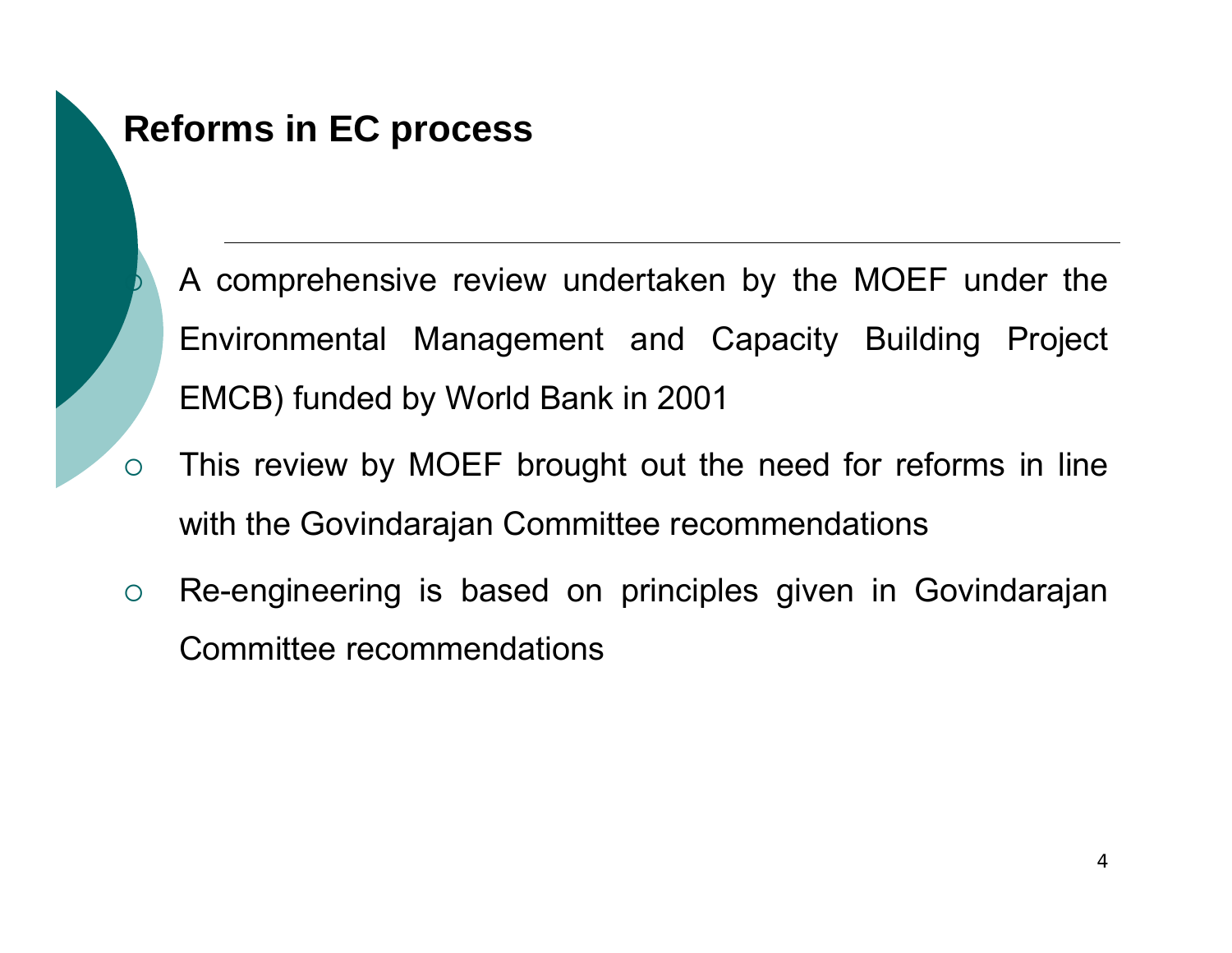# Reforms in EC process

- A comprehensive review undertaken by the MOEF under the Environmental Management and Capacity Building Project EMCB) funded by World Bank in 2001
- This review by MOEF brought out the need for reforms in line with the Govindarajan Committee recommendations
- Re-engineering is based on principles given in Govindarajan Committee recommendations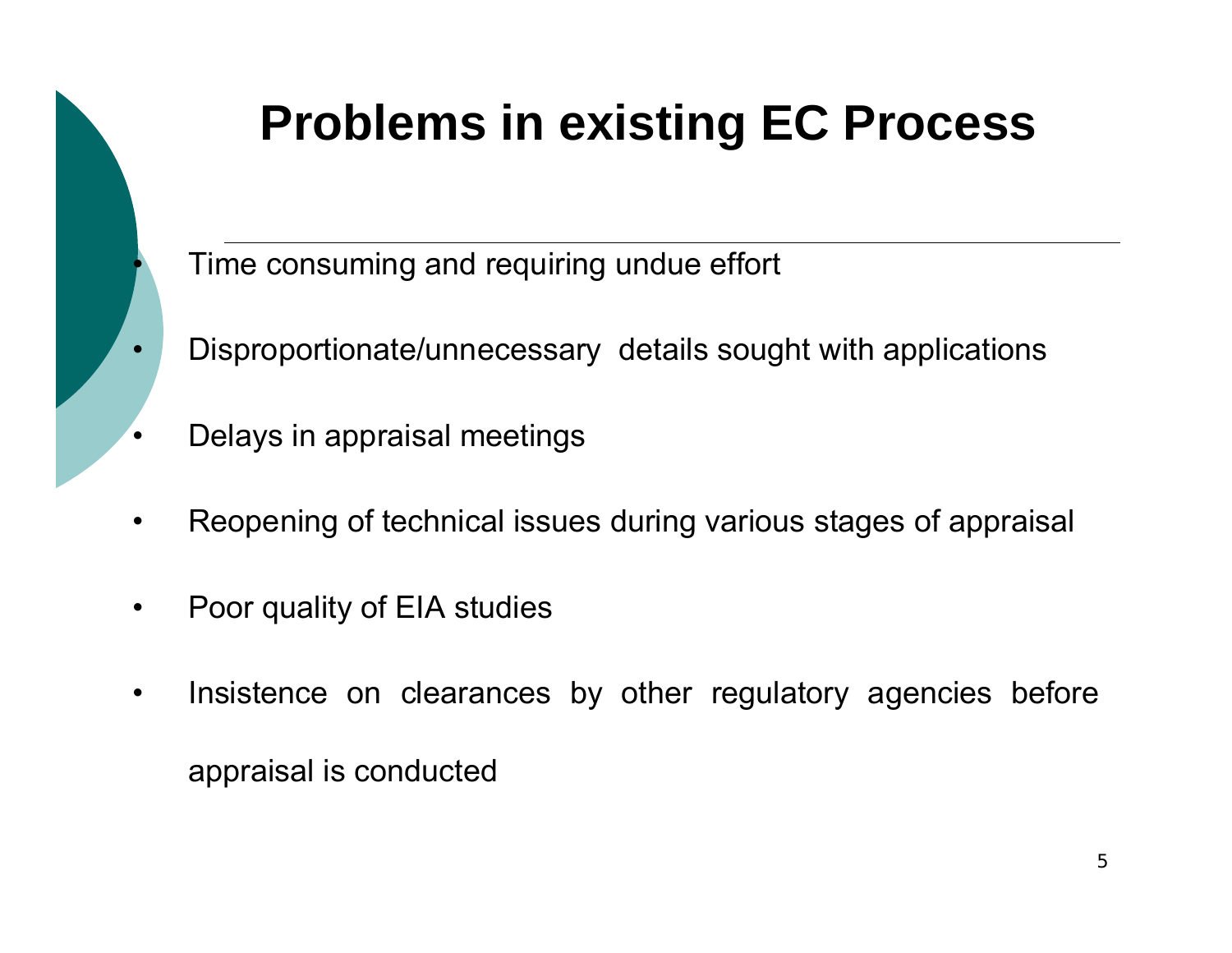# Problems in existing EC Process

- Time consuming and requiring undue effort
- Disproportionate/unnecessary details sought with applications
- Delays in appraisal meetings
- Reopening of technical issues during various stages of appraisal
- Poor quality of EIA studies
- Insistence on clearances by other regulatory agencies before appraisal is conducted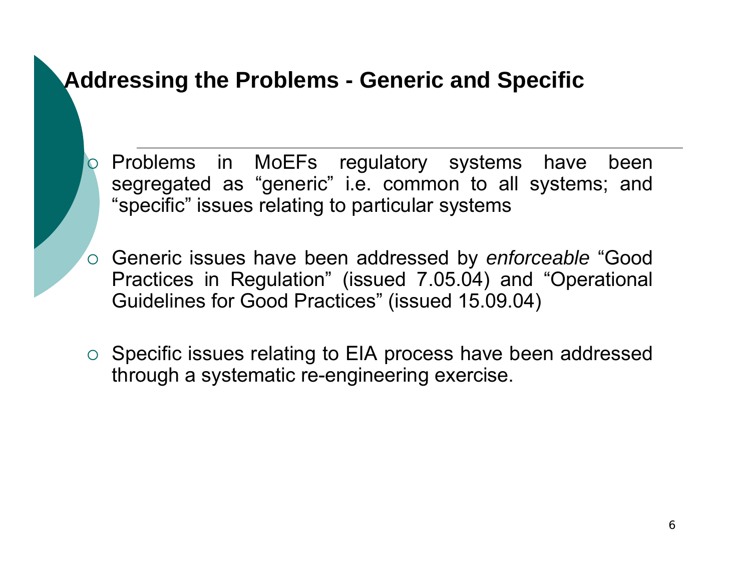## Addressing the Problems - Generic and Specific

- Problems in MoEFs regulatory systems have been segregated as “generic” i.e. common to all systems; and “specific” issues relating to particular systems

- Generic issues have been addressed by *enforceable* “Good Practices in Regulation” (issued 7.05.04) and “Operational Guidelines for Good Practices” (issued 15.09.04)

- Specific issues relating to EIA process have been addressed through a systematic re-engineering exercise.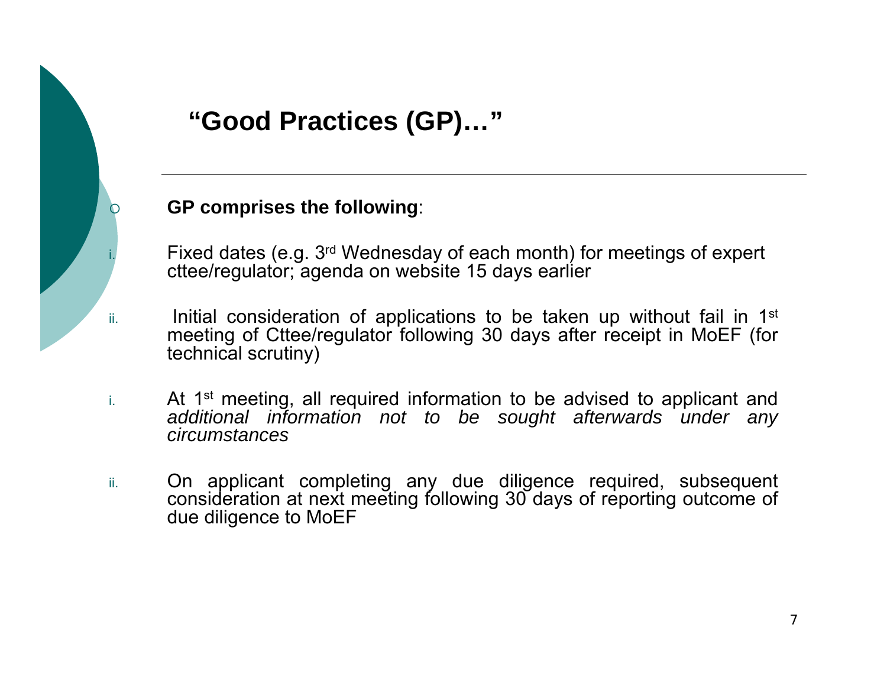## "Good Practices (GP)…"

- **GP comprises the following**:

i. Fixed dates (e.g. 3rd Wednesday of each month) for meetings of expert cttee/regulator; agenda on website 15 days earlier

ii. Initial consideration of applications to be taken up without fail in 1st meeting of Cttee/regulator following 30 days after receipt in MoEF (for technical scrutiny)

i. At 1st meeting, all required information to be advised to applicant and *additional information not to be sought afterwards under any circumstances*

ii. On applicant completing any due diligence required, subsequent consideration at next meeting following 30 days of reporting outcome of due diligence to MoEF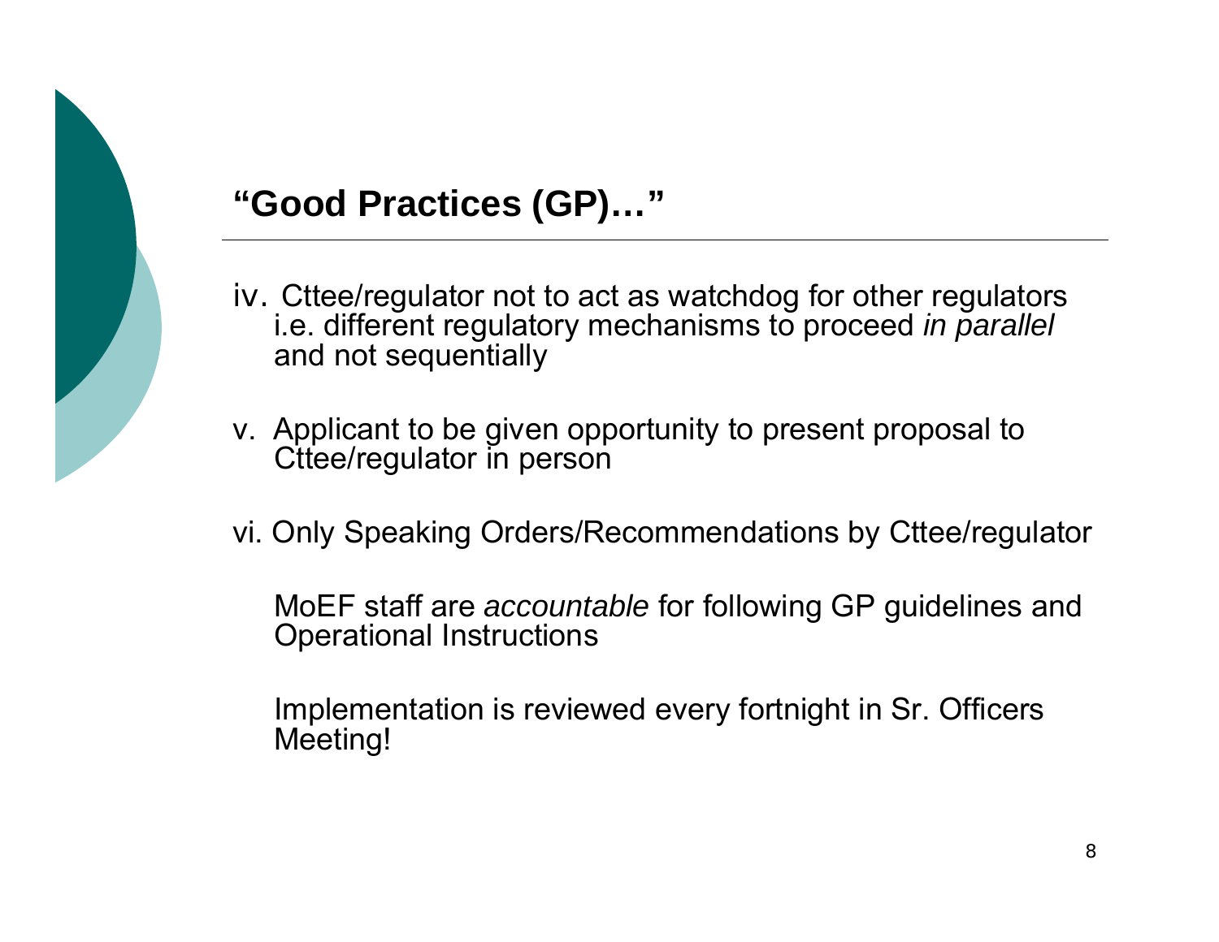## “Good Practices (GP)…”

iv. Cttee/regulator not to act as watchdog for other regulators i.e. different regulatory mechanisms to proceed *in parallel* and not sequentially

v. Applicant to be given opportunity to present proposal to Cttee/regulator in person

vi. Only Speaking Orders/Recommendations by Cttee/regulator

MoEF staff are *accountable* for following GP guidelines and Operational Instructions

Implementation is reviewed every fortnight in Sr. Officers Meeting!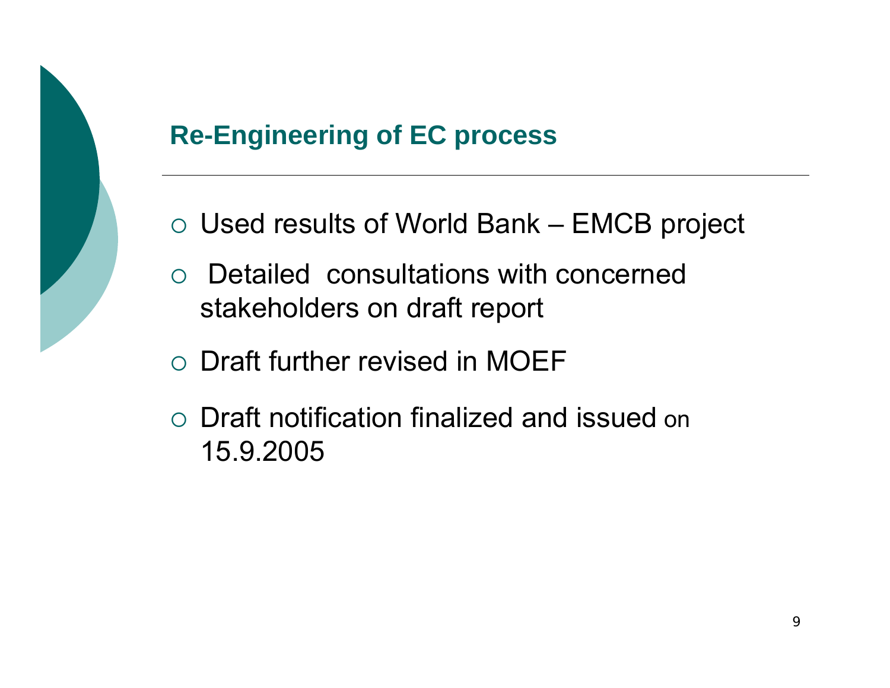## Re-Engineering of EC process

- Used results of World Bank – EMCB project
- Detailed consultations with concerned stakeholders on draft report
- Draft further revised in MOEF
- Draft notification finalized and issued on 15.9.2005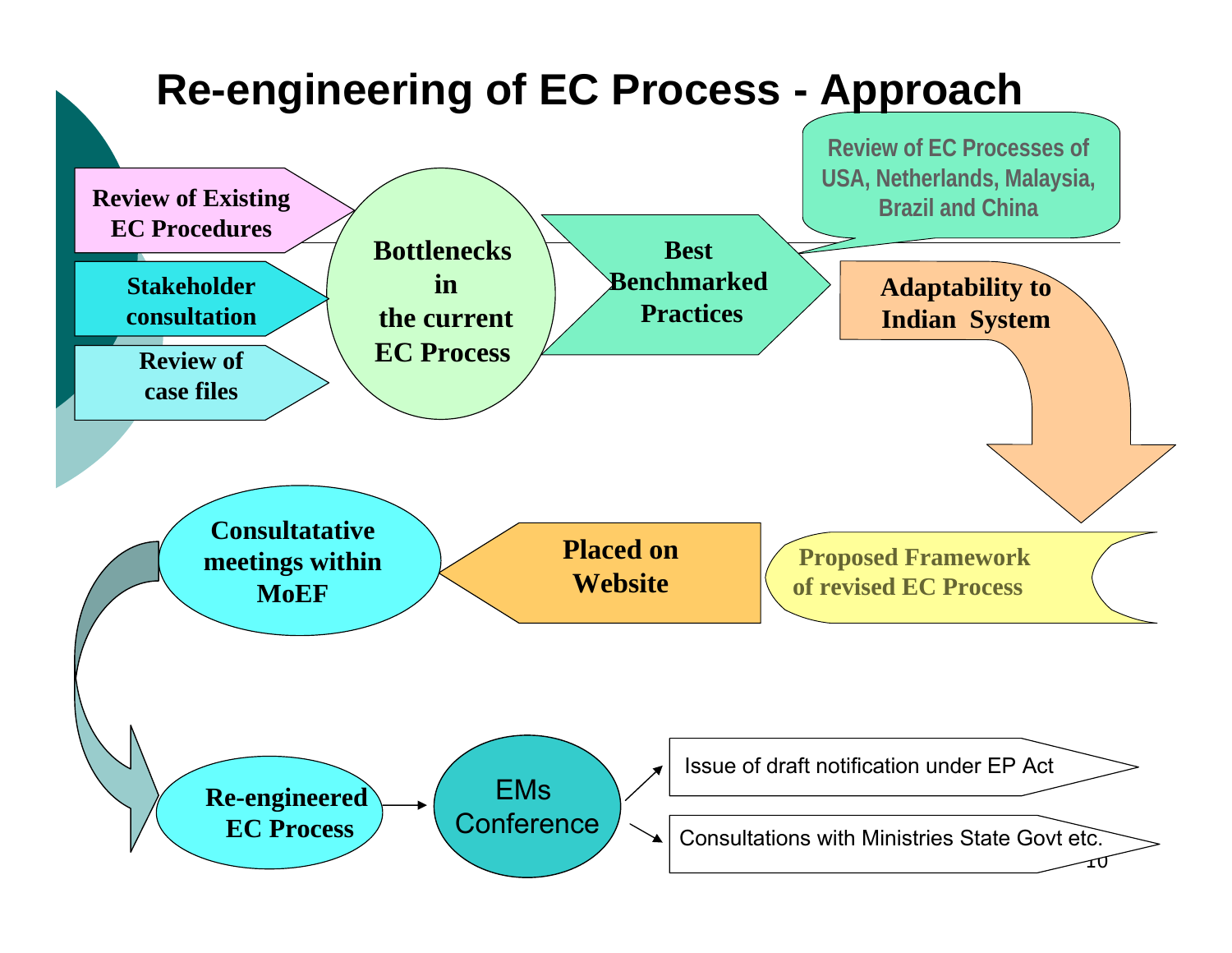# Re-engineering of EC Process - Approach

- Review of Existing EC Procedures
- Stakeholder consultation
- Review of case files

Bottlenecks in the current EC Process

Best Benchmarked Practices

Review of EC Processes of USA, Netherlands, Malaysia, Brazil and China

Adaptability to Indian System

Proposed Framework of revised EC Process

Placed on Website

Consultatative meetings within MoEF

Re-engineered EC Process

EMs Conference

- Issue of draft notification under EP Act
- Consultations with Ministries State Govt etc.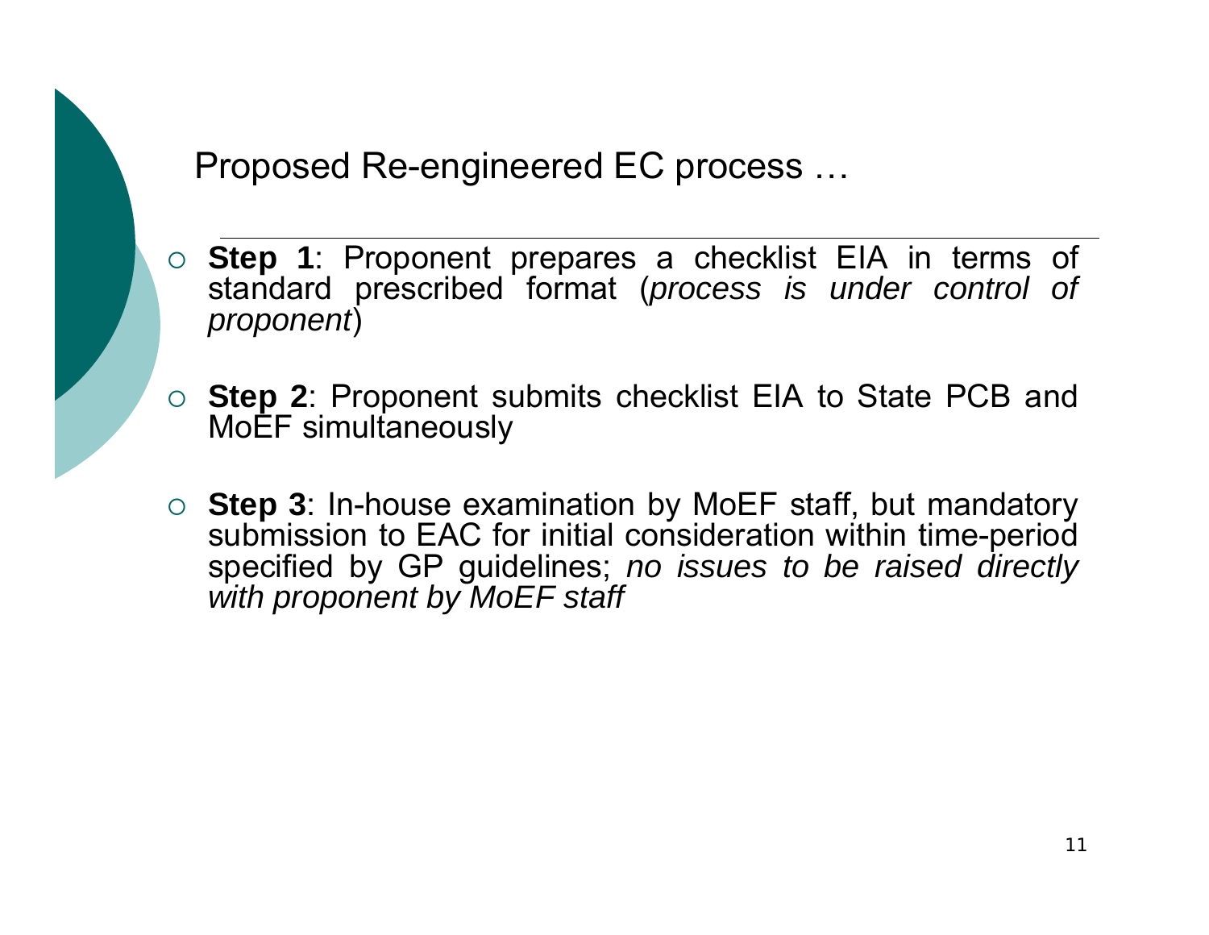## Proposed Re-engineered EC process …

- **Step 1**: Proponent prepares a checklist EIA in terms of standard prescribed format (*process is under control of proponent*)

- **Step 2**: Proponent submits checklist EIA to State PCB and MoEF simultaneously

- **Step 3**: In-house examination by MoEF staff, but mandatory submission to EAC for initial consideration within time-period specified by GP guidelines; *no issues to be raised directly with proponent by MoEF staff*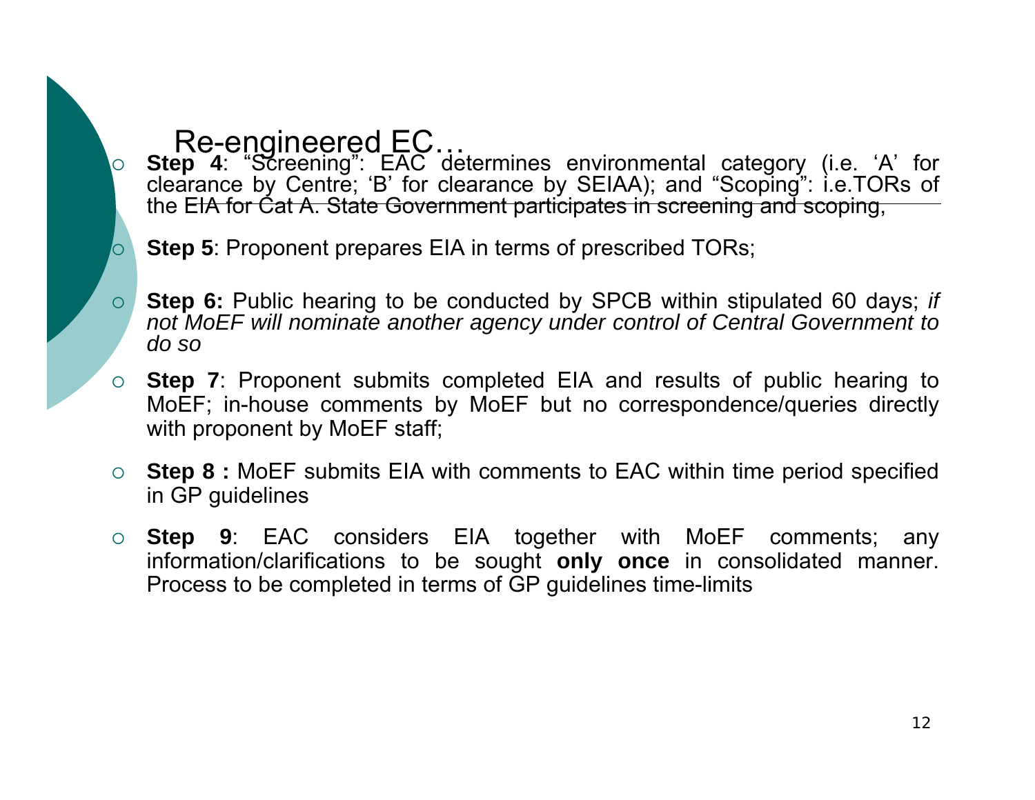# Re-engineered EC…

- **Step 4**: "Screening": EAC determines environmental category (i.e. 'A' for clearance by Centre; 'B' for clearance by SEIAA); and "Scoping": i.e.TORs of the EIA for Cat A. State Government participates in screening and scoping,
- **Step 5**: Proponent prepares EIA in terms of prescribed TORs;
- **Step 6:** Public hearing to be conducted by SPCB within stipulated 60 days; *if not MoEF will nominate another agency under control of Central Government to do so*
- **Step 7**: Proponent submits completed EIA and results of public hearing to MoEF; in-house comments by MoEF but no correspondence/queries directly with proponent by MoEF staff;
- **Step 8 :** MoEF submits EIA with comments to EAC within time period specified in GP guidelines
- **Step 9**: EAC considers EIA together with MoEF comments; any information/clarifications to be sought **only once** in consolidated manner. Process to be completed in terms of GP guidelines time-limits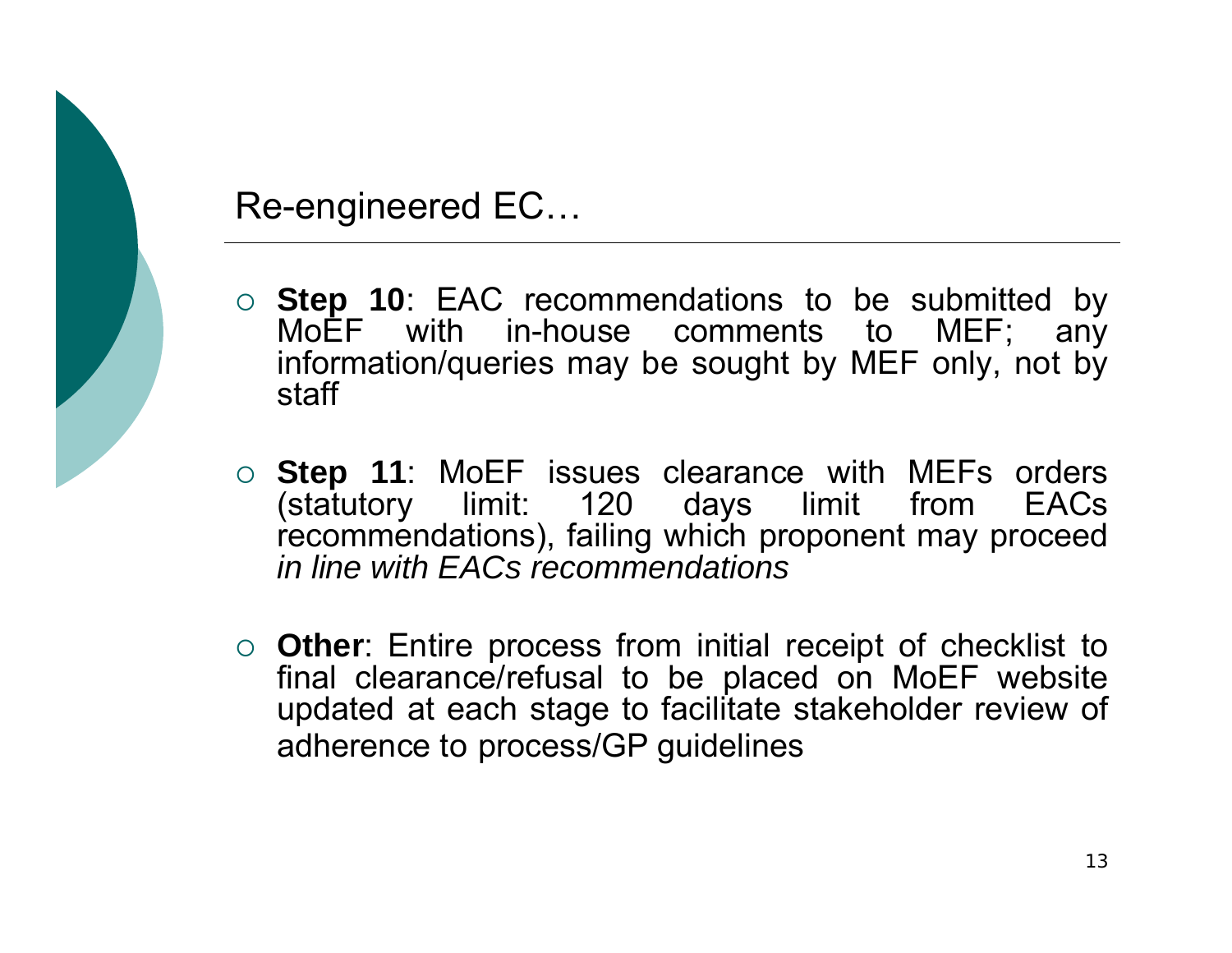## Re-engineered EC…

- **Step 10**: EAC recommendations to be submitted by MoEF with in-house comments to MEF; any information/queries may be sought by MEF only, not by staff

- **Step 11**: MoEF issues clearance with MEFs orders (statutory limit: 120 days limit from EACs recommendations), failing which proponent may proceed *in line with EACs recommendations*

- **Other**: Entire process from initial receipt of checklist to final clearance/refusal to be placed on MoEF website updated at each stage to facilitate stakeholder review of adherence to process/GP guidelines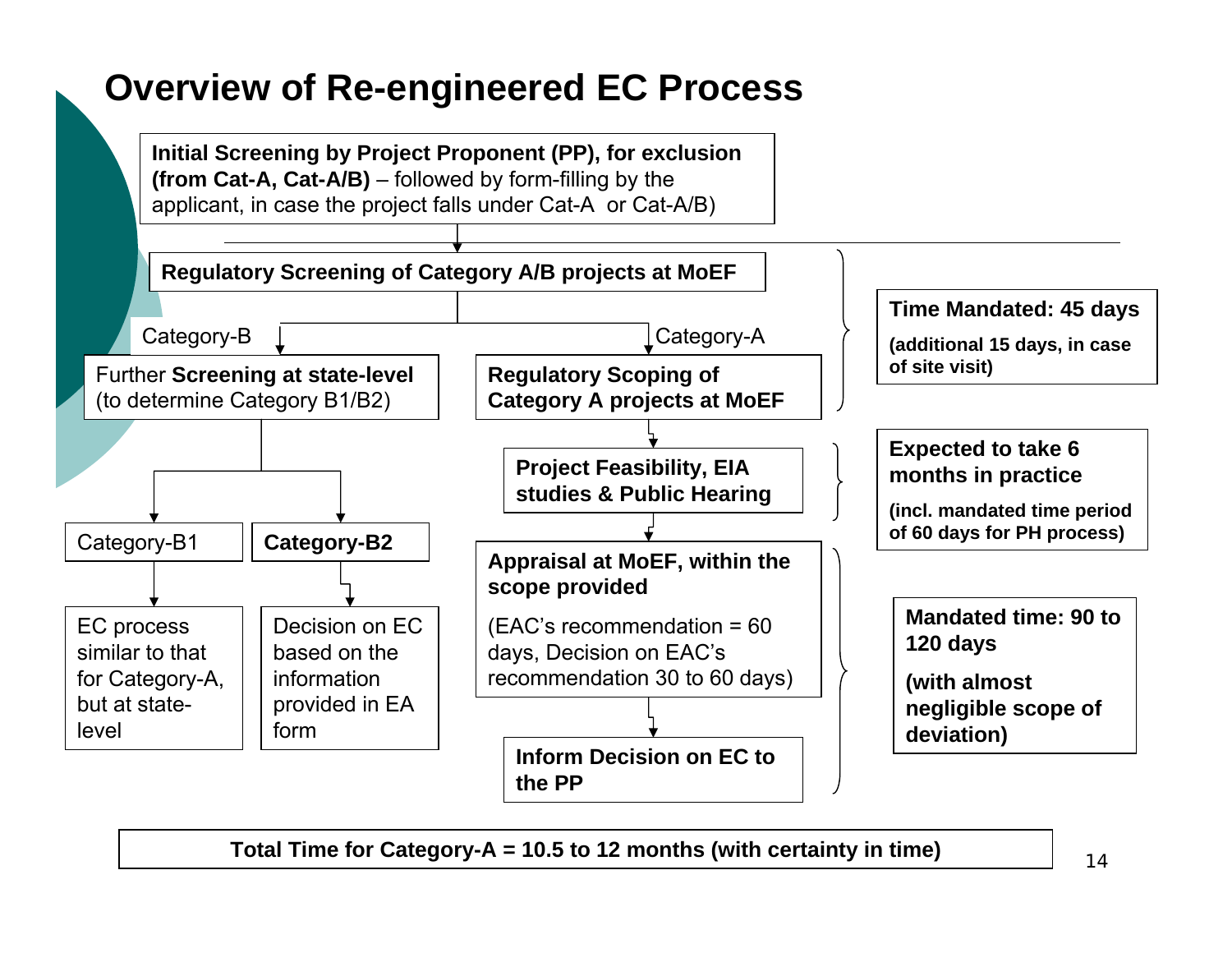# Overview of Re-engineered EC Process

**Initial Screening by Project Proponent (PP), for exclusion (from Cat-A, Cat-A/B)** – followed by form-filling by the applicant, in case the project falls under Cat-A or Cat-A/B)

**Regulatory Screening of Category A/B projects at MoEF**

- Category-B → Further **Screening at state-level** (to determine Category B1/B2)
  - Category-B1 → EC process similar to that for Category-A, but at state-level
  - **Category-B2** → Decision on EC based on the information provided in EA form
- Category-A → **Regulatory Scoping of Category A projects at MoEF**
  - → **Project Feasibility, EIA studies & Public Hearing**
  - → **Appraisal at MoEF, within the scope provided** (EAC's recommendation = 60 days, Decision on EAC's recommendation 30 to 60 days)
  - → **Inform Decision on EC to the PP**

**Time Mandated: 45 days**
**(additional 15 days, in case of site visit)**
(covers Regulatory Screening of Category A/B projects at MoEF through Regulatory Scoping of Category A projects at MoEF)

**Expected to take 6 months in practice**
**(incl. mandated time period of 60 days for PH process)**
(covers Project Feasibility, EIA studies & Public Hearing)

**Mandated time: 90 to 120 days**
**(with almost negligible scope of deviation)**
(covers Appraisal at MoEF through Inform Decision on EC to the PP)

**Total Time for Category-A = 10.5 to 12 months (with certainty in time)**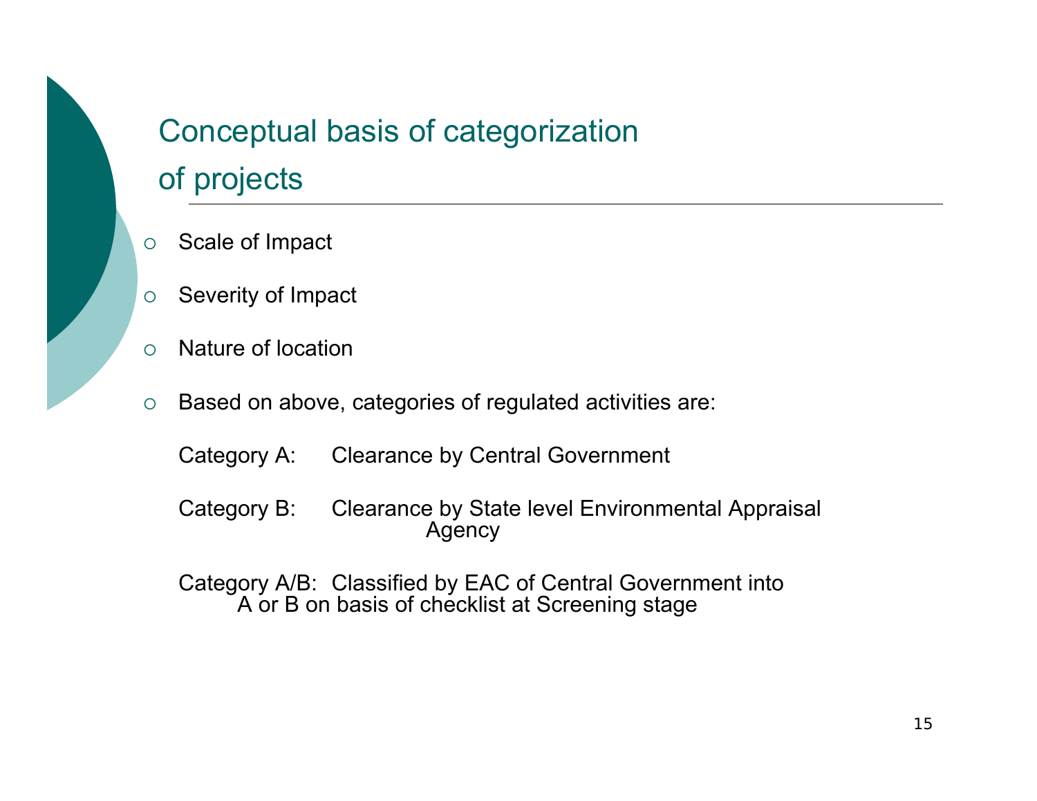# Conceptual basis of categorization of projects

- Scale of Impact
- Severity of Impact
- Nature of location
- Based on above, categories of regulated activities are:

  Category A: Clearance by Central Government

  Category B: Clearance by State level Environmental Appraisal Agency

  Category A/B: Classified by EAC of Central Government into A or B on basis of checklist at Screening stage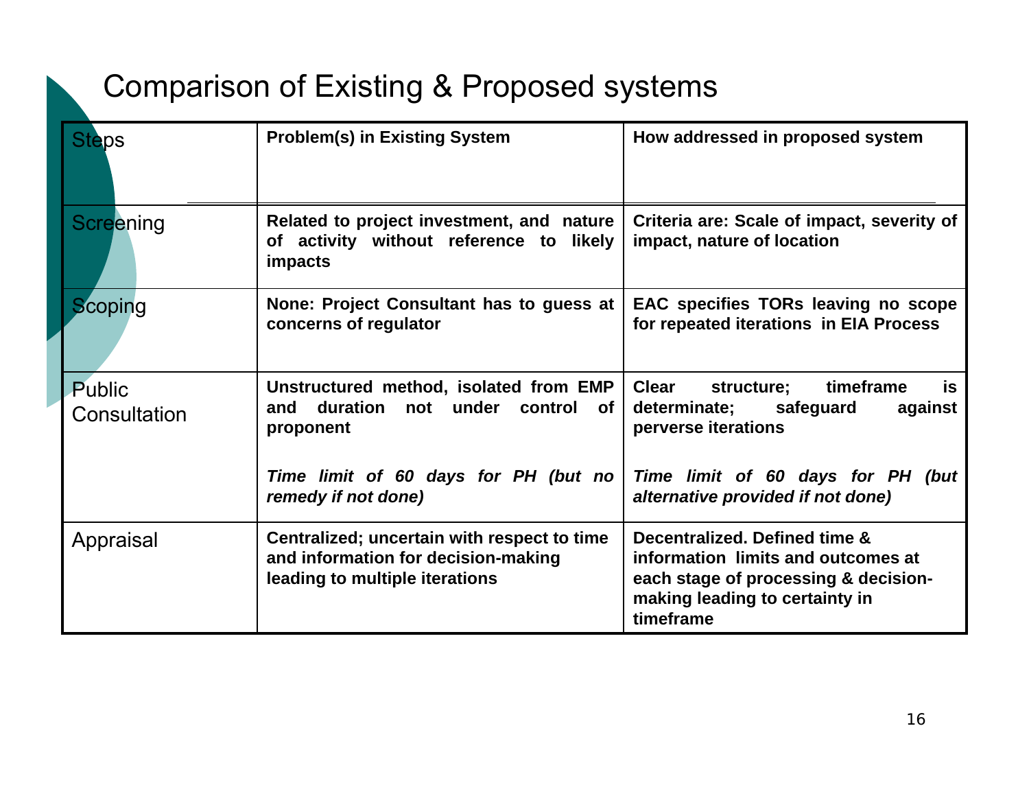# Comparison of Existing & Proposed systems

| Steps | Problem(s) in Existing System | How addressed in proposed system |
|---|---|---|
| Screening | **Related to project investment, and nature of activity without reference to likely impacts** | **Criteria are: Scale of impact, severity of impact, nature of location** |
| Scoping | **None: Project Consultant has to guess at concerns of regulator** | **EAC specifies TORs leaving no scope for repeated iterations in EIA Process** |
| Public Consultation | **Unstructured method, isolated from EMP and duration not under control of proponent**<br><br>***Time limit of 60 days for PH (but no remedy if not done)*** | **Clear structure; timeframe is determinate; safeguard against perverse iterations**<br><br>***Time limit of 60 days for PH (but alternative provided if not done)*** |
| Appraisal | **Centralized; uncertain with respect to time and information for decision-making leading to multiple iterations** | **Decentralized. Defined time & information limits and outcomes at each stage of processing & decision-making leading to certainty in timeframe** |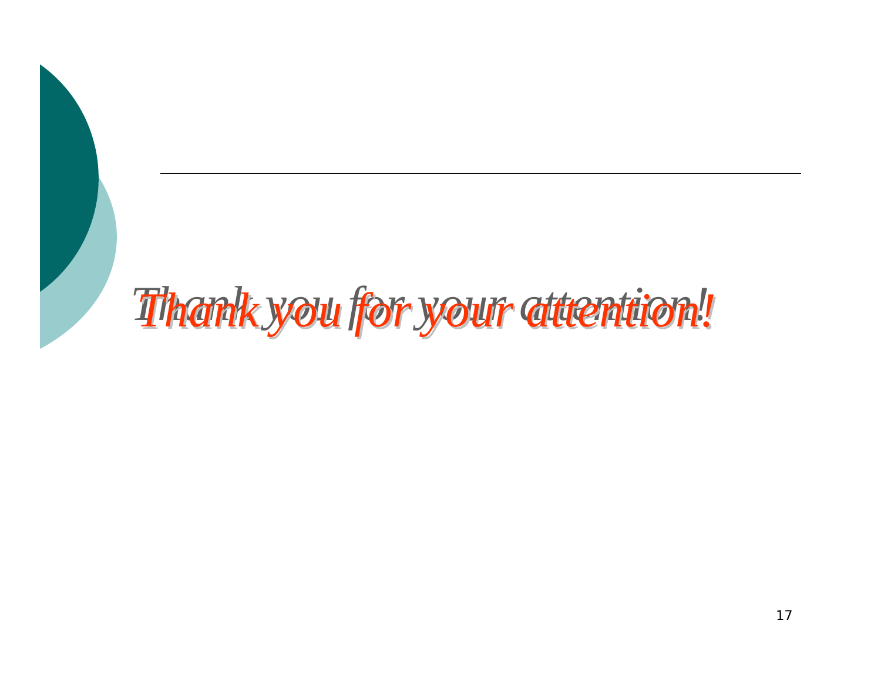*Thank you for your attention!*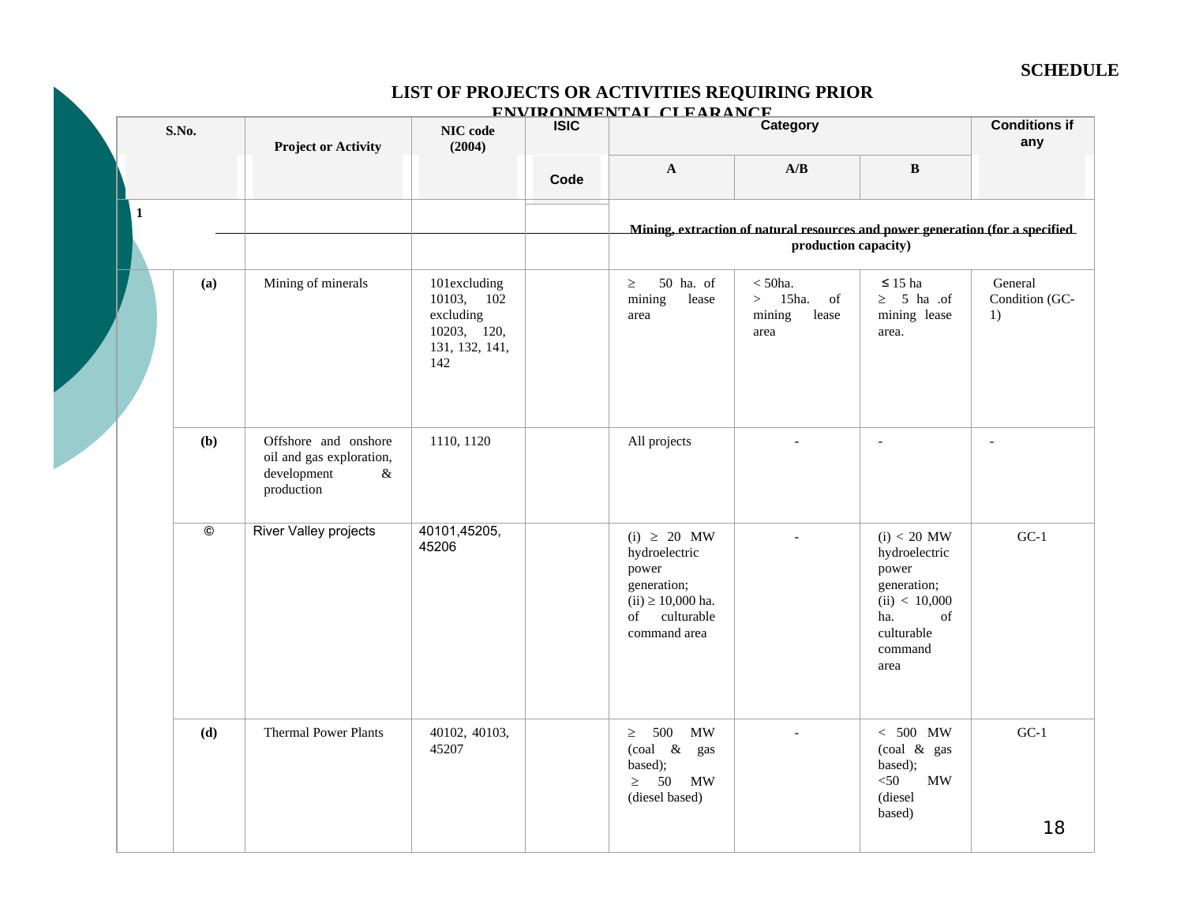SCHEDULE

## LIST OF PROJECTS OR ACTIVITIES REQUIRING PRIOR ENVIRONMENTAL CLEARANCE

| S.No. | | Project or Activity | NIC code (2004) | ISIC Code | Category | | | Conditions if any |
|---|---|---|---|---|---|---|---|---|
| | | | | | A | A/B | B | |
| 1 | | | | | **Mining, extraction of natural resources and power generation (for a specified production capacity)** | | | |
| | **(a)** | Mining of minerals | 101excluding 10103, 102 excluding 10203, 120, 131, 132, 141, 142 | | ≥ 50 ha. of mining lease area | < 50ha. > 15ha. of mining lease area | ≤ 15 ha ≥ 5 ha .of mining lease area. | General Condition (GC-1) |
| | **(b)** | Offshore and onshore oil and gas exploration, development & production | 1110, 1120 | | All projects | - | - | - |
| | © | River Valley projects | 40101,45205, 45206 | | (i) ≥ 20 MW hydroelectric power generation; (ii) ≥ 10,000 ha. of culturable command area | - | (i) < 20 MW hydroelectric power generation; (ii) < 10,000 ha. of culturable command area | GC-1 |
| | **(d)** | Thermal Power Plants | 40102, 40103, 45207 | | ≥ 500 MW (coal & gas based); ≥ 50 MW (diesel based) | - | < 500 MW (coal & gas based); <50 MW (diesel based) | GC-1 |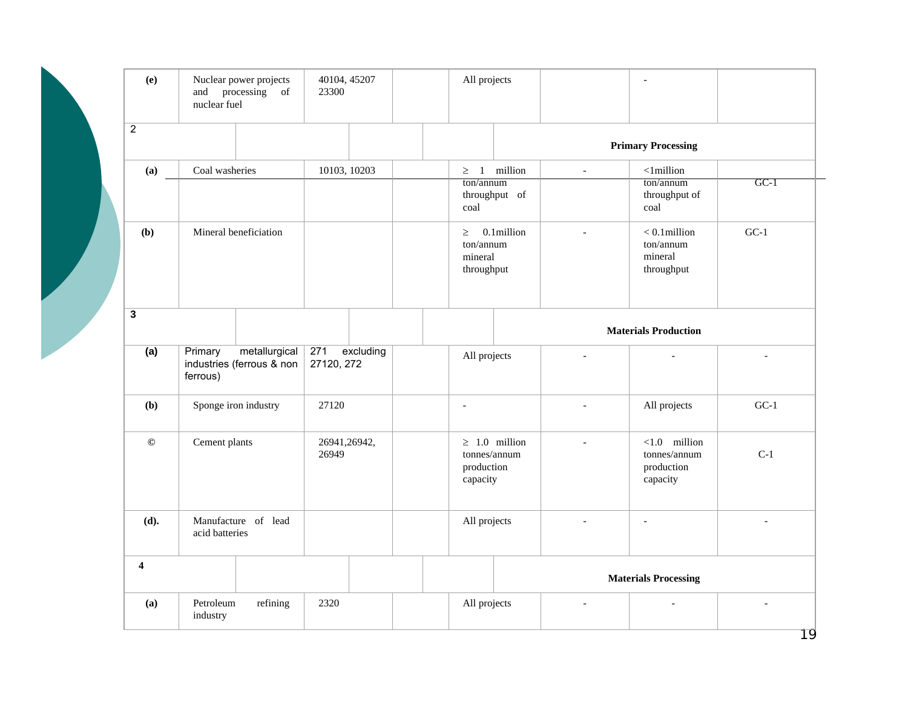| | | | | | | | |
|---|---|---|---|---|---|---|---|
| **(e)** | Nuclear power projects and processing of nuclear fuel | 40104, 45207 23300 | | All projects | | - | |
| 2 | | | | **Primary Processing** | | | |
| **(a)** | Coal washeries | 10103, 10203 | | ≥ 1 million ton/annum throughput of coal | - | <1million ton/annum throughput of coal | GC-1 |
| **(b)** | Mineral beneficiation | | | ≥ 0.1million ton/annum mineral throughput | - | < 0.1million ton/annum mineral throughput | GC-1 |
| 3 | | | | **Materials Production** | | | |
| **(a)** | Primary metallurgical industries (ferrous & non ferrous) | 271 excluding 27120, 272 | | All projects | - | - | - |
| **(b)** | Sponge iron industry | 27120 | | - | - | All projects | GC-1 |
| © | Cement plants | 26941,26942, 26949 | | ≥ 1.0 million tonnes/annum production capacity | - | <1.0 million tonnes/annum production capacity | C-1 |
| **(d).** | Manufacture of lead acid batteries | | | All projects | - | - | - |
| **4** | | | | **Materials Processing** | | | |
| **(a)** | Petroleum refining industry | 2320 | | All projects | - | - | - |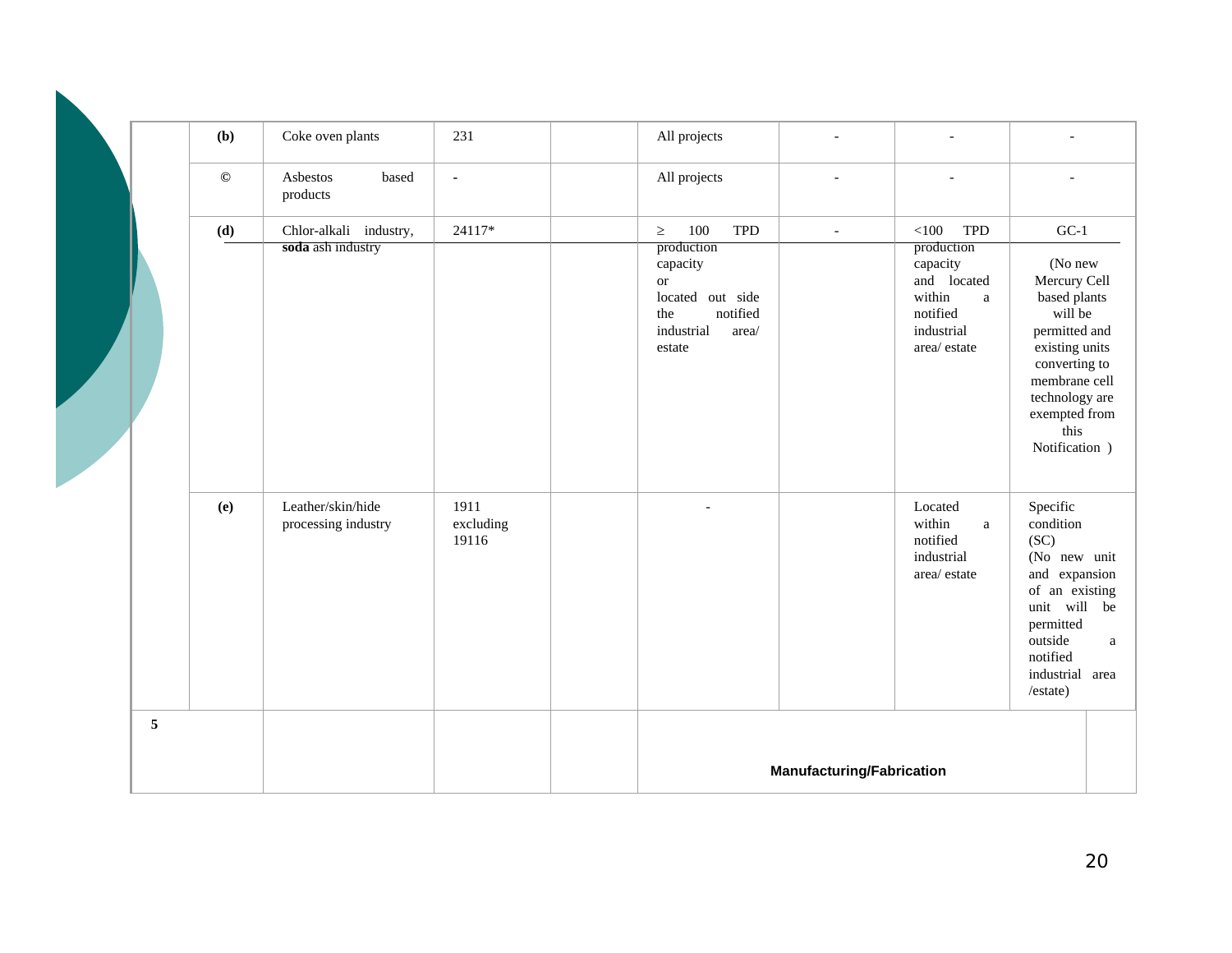|  |  |  |  |  |  |  |  |  |
|---|---|---|---|---|---|---|---|---|
|  | **(b)** | Coke oven plants | 231 |  | All projects | - | - | - |
|  | © | Asbestos based products | - |  | All projects | - | - | - |
|  | **(d)** | Chlor-alkali industry, **soda** ash industry | 24117* |  | ≥ 100 TPD production capacity or located out side the notified industrial area/ estate | - | <100 TPD production capacity and located within a notified industrial area/ estate | GC-1 (No new Mercury Cell based plants will be permitted and existing units converting to membrane cell technology are exempted from this Notification ) |
|  | **(e)** | Leather/skin/hide processing industry | 1911 excluding 19116 |  | - |  | Located within a notified industrial area/ estate | Specific condition (SC) (No new unit and expansion of an existing unit will be permitted outside a notified industrial area /estate) |
| **5** |  |  |  |  | **Manufacturing/Fabrication** |  |  |  |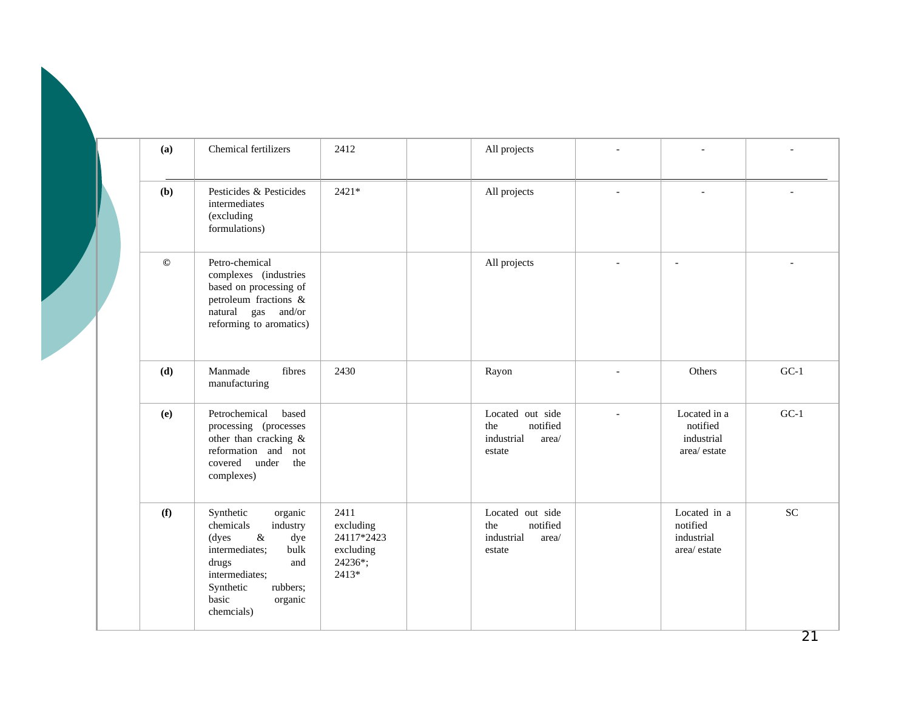|  |  |  |  |  |  |  |  |  |
|---|---|---|---|---|---|---|---|---|
|  | **(a)** | Chemical fertilizers | 2412 |  | All projects | - | - | - |
|  | **(b)** | Pesticides & Pesticides intermediates (excluding formulations) | 2421* |  | All projects | - | - | - |
|  | © | Petro-chemical complexes (industries based on processing of petroleum fractions & natural gas and/or reforming to aromatics) |  |  | All projects | - | - | - |
|  | **(d)** | Manmade fibres manufacturing | 2430 |  | Rayon | - | Others | GC-1 |
|  | **(e)** | Petrochemical based processing (processes other than cracking & reformation and not covered under the complexes) |  |  | Located out side the notified industrial area/ estate | - | Located in a notified industrial area/ estate | GC-1 |
|  | **(f)** | Synthetic organic chemicals industry (dyes & dye intermediates; bulk drugs and intermediates; Synthetic rubbers; basic organic chemcials) | 2411 excluding 24117*2423 excluding 24236*; 2413* |  | Located out side the notified industrial area/ estate |  | Located in a notified industrial area/ estate | SC |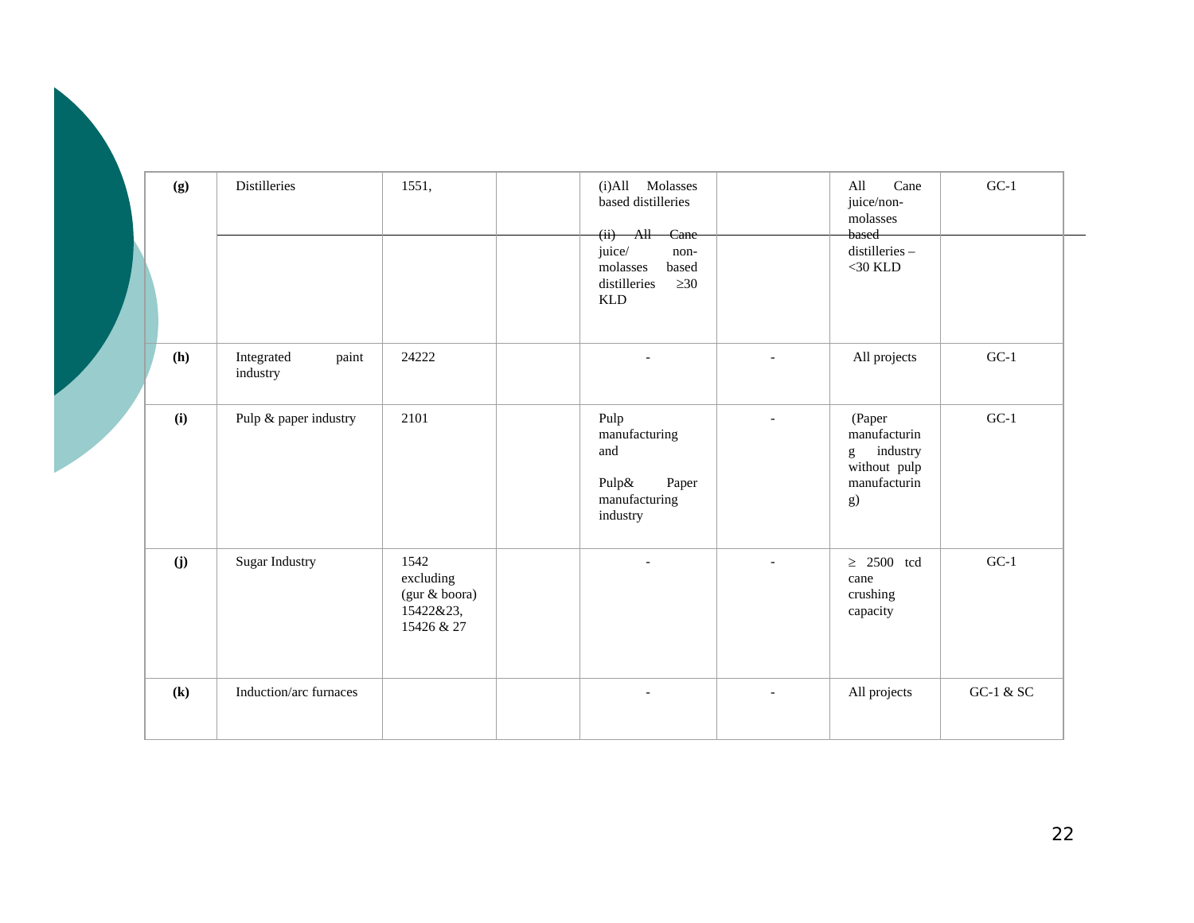| (g) | Distilleries | 1551, | | (i)All Molasses based distilleries | | All Cane juice/non-molasses based distilleries – <30 KLD | GC-1 |
|---|---|---|---|---|---|---|---|
| | | | | (ii) All Cane juice/ non-molasses based distilleries ≥30 KLD | | | |
| (h) | Integrated paint industry | 24222 | | - | - | All projects | GC-1 |
| (i) | Pulp & paper industry | 2101 | | Pulp manufacturing and<br><br>Pulp& Paper manufacturing industry | - | (Paper manufacturing industry without pulp manufacturing) | GC-1 |
| (j) | Sugar Industry | 1542 excluding (gur & boora) 15422&23, 15426 & 27 | | - | - | ≥ 2500 tcd cane crushing capacity | GC-1 |
| (k) | Induction/arc furnaces | | | - | - | All projects | GC-1 & SC |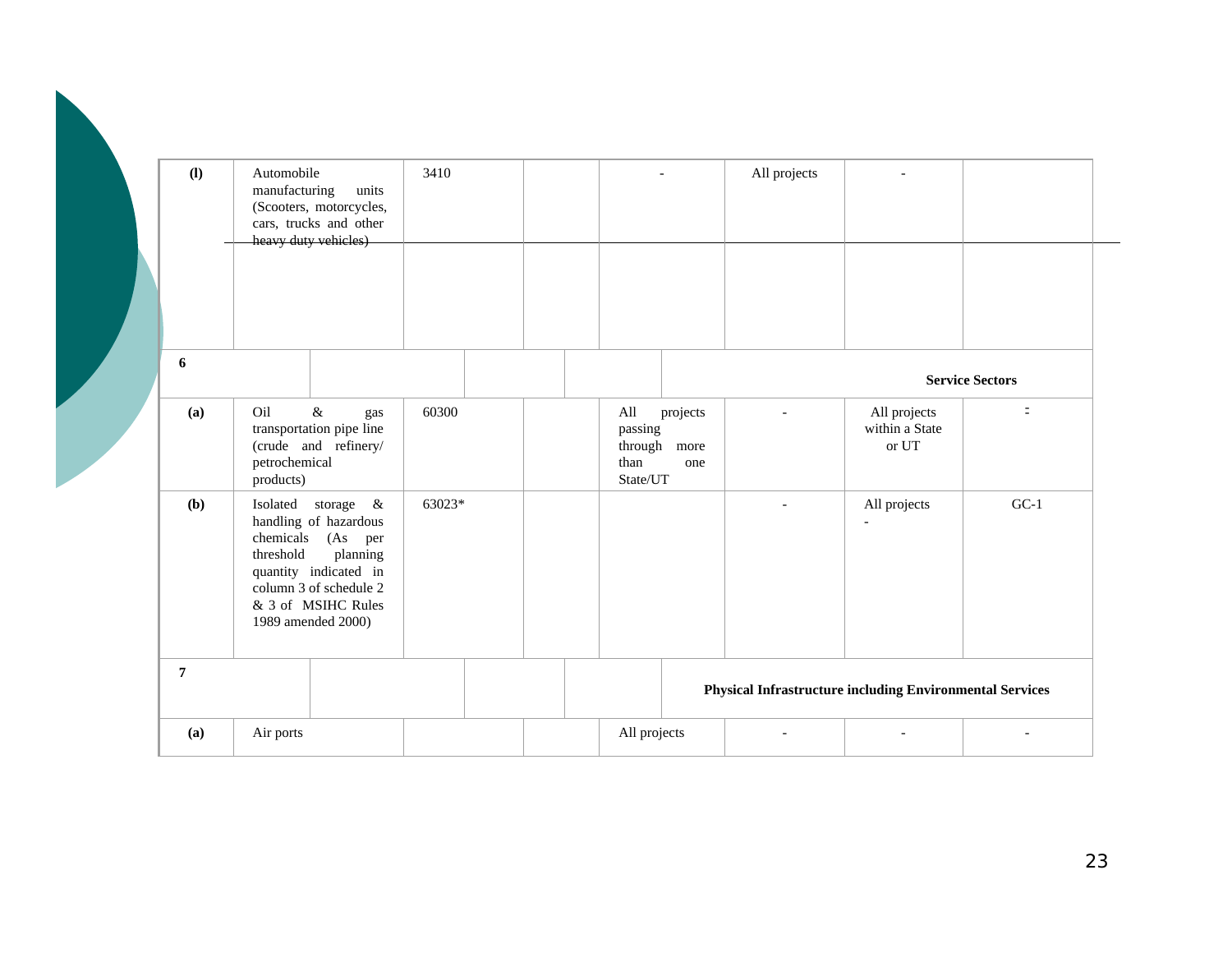| | | | | | | | |
|---|---|---|---|---|---|---|---|
| **(l)** | Automobile manufacturing units (Scooters, motorcycles, cars, trucks and other heavy duty vehicles) | 3410 | | - | All projects | - | |
| **6** | | | | | | **Service Sectors** | |
| **(a)** | Oil & gas transportation pipe line (crude and refinery/ petrochemical products) | 60300 | | All projects passing through more than one State/UT | - | All projects within a State or UT | - |
| **(b)** | Isolated storage & handling of hazardous chemicals (As per threshold planning quantity indicated in column 3 of schedule 2 & 3 of MSIHC Rules 1989 amended 2000) | 63023* | | | - | All projects - | GC-1 |
| **7** | | | | | **Physical Infrastructure including Environmental Services** | | |
| **(a)** | Air ports | | | All projects | - | - | - |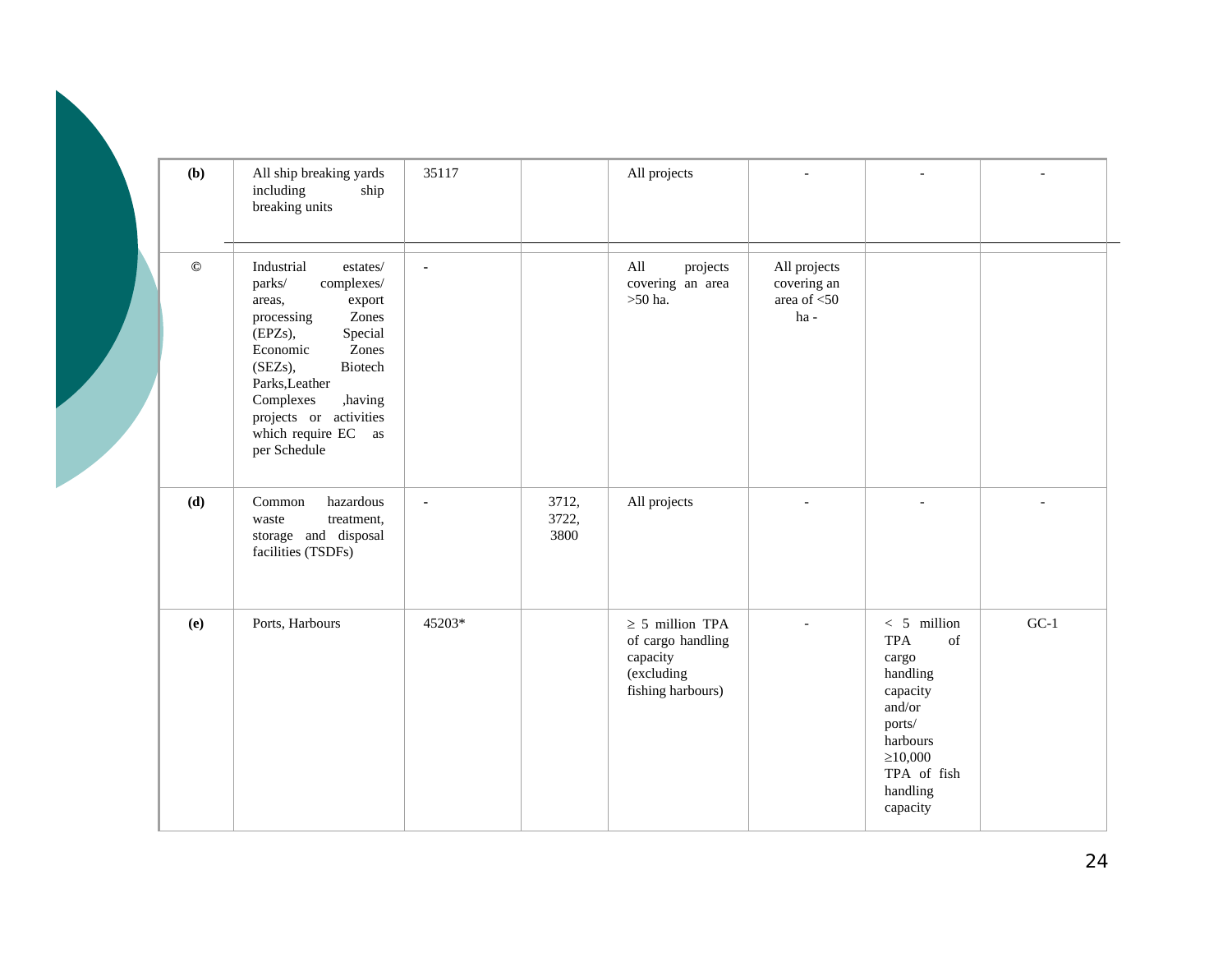| | | | | | | | |
|---|---|---|---|---|---|---|---|
| **(b)** | All ship breaking yards including ship breaking units | 35117 | | All projects | - | - | - |
| © | Industrial estates/ parks/ complexes/ areas, export processing Zones (EPZs), Special Economic Zones (SEZs), Biotech Parks,Leather Complexes ,having projects or activities which require EC as per Schedule | - | | All projects covering an area >50 ha. | All projects covering an area of <50 ha - | | |
| **(d)** | Common hazardous waste treatment, storage and disposal facilities (TSDFs) | - | 3712, 3722, 3800 | All projects | - | - | - |
| **(e)** | Ports, Harbours | 45203* | | ≥ 5 million TPA of cargo handling capacity (excluding fishing harbours) | - | < 5 million TPA of cargo handling capacity and/or ports/ harbours ≥10,000 TPA of fish handling capacity | GC-1 |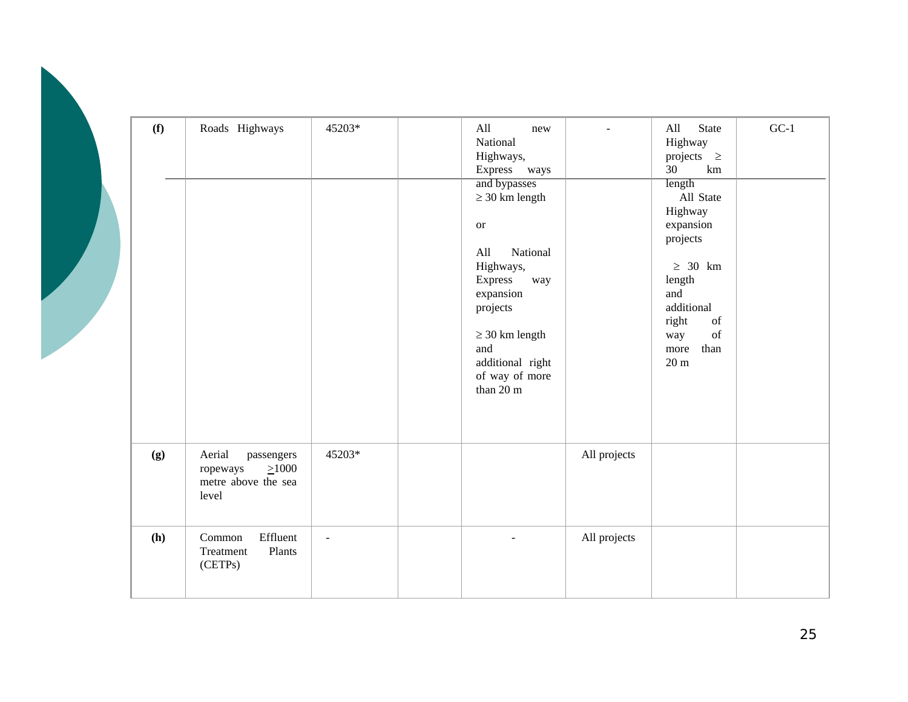| (f) | Roads Highways | 45203* | | All new National Highways, Express ways and bypasses ≥ 30 km length<br><br>or<br><br>All National Highways, Express way expansion projects<br><br>≥ 30 km length and additional right of way of more than 20 m | - | All State Highway projects ≥ 30 km length<br>All State Highway expansion projects<br><br>≥ 30 km length and additional right of way of more than 20 m | GC-1 |
|---|---|---|---|---|---|---|---|
| **(g)** | Aerial passengers ropeways ≥1000 metre above the sea level | 45203* | | | All projects | | |
| **(h)** | Common Effluent Treatment Plants (CETPs) | - | | - | All projects | | |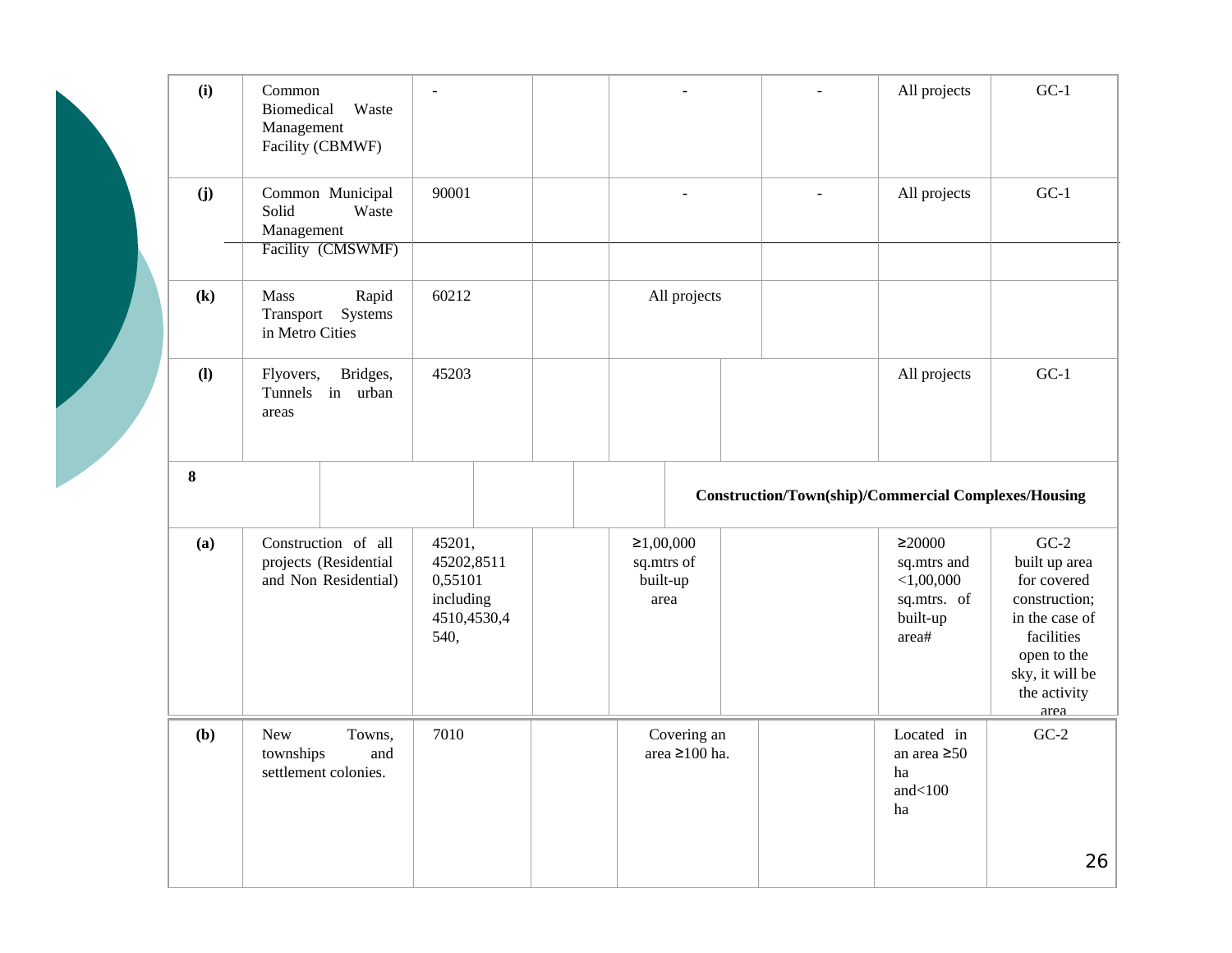| | | | | | | | |
|---|---|---|---|---|---|---|---|
| **(i)** | Common Biomedical Waste Management Facility (CBMWF) | - | | - | - | All projects | GC-1 |
| **(j)** | Common Municipal Solid Waste Management Facility (CMSWMF) | 90001 | | - | - | All projects | GC-1 |
| **(k)** | Mass Rapid Transport Systems in Metro Cities | 60212 | | All projects | | | |
| **(l)** | Flyovers, Bridges, Tunnels in urban areas | 45203 | | | | All projects | GC-1 |
| **8** | **Construction/Town(ship)/Commercial Complexes/Housing** | | | | | | |
| **(a)** | Construction of all projects (Residential and Non Residential) | 45201, 45202,85110,55101 including 4510,4530,4540, | | ≥1,00,000 sq.mtrs of built-up area | | ≥20000 sq.mtrs and <1,00,000 sq.mtrs. of built-up area# | GC-2 built up area for covered construction; in the case of facilities open to the sky, it will be the activity area |
| **(b)** | New Towns, townships and settlement colonies. | 7010 | | Covering an area ≥100 ha. | | Located in an area ≥50 ha and<100 ha | GC-2 |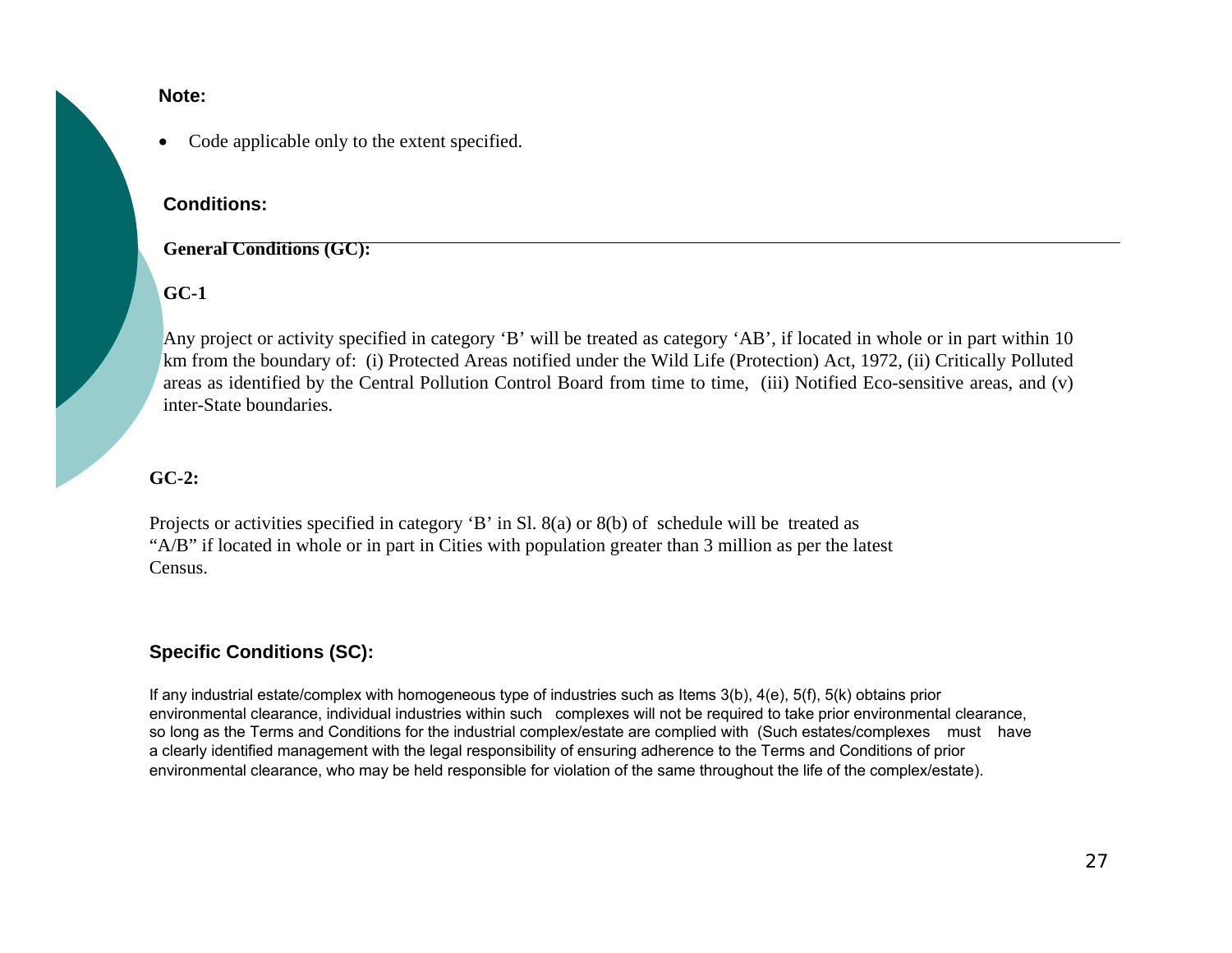**Note:**

- Code applicable only to the extent specified.

## Conditions:

### General Conditions (GC):

**GC-1**

Any project or activity specified in category 'B' will be treated as category 'AB', if located in whole or in part within 10 km from the boundary of: (i) Protected Areas notified under the Wild Life (Protection) Act, 1972, (ii) Critically Polluted areas as identified by the Central Pollution Control Board from time to time, (iii) Notified Eco-sensitive areas, and (v) inter-State boundaries.

**GC-2:**

Projects or activities specified in category 'B' in Sl. 8(a) or 8(b) of schedule will be treated as "A/B" if located in whole or in part in Cities with population greater than 3 million as per the latest Census.

### Specific Conditions (SC):

If any industrial estate/complex with homogeneous type of industries such as Items 3(b), 4(e), 5(f), 5(k) obtains prior environmental clearance, individual industries within such complexes will not be required to take prior environmental clearance, so long as the Terms and Conditions for the industrial complex/estate are complied with (Such estates/complexes must have a clearly identified management with the legal responsibility of ensuring adherence to the Terms and Conditions of prior environmental clearance, who may be held responsible for violation of the same throughout the life of the complex/estate).